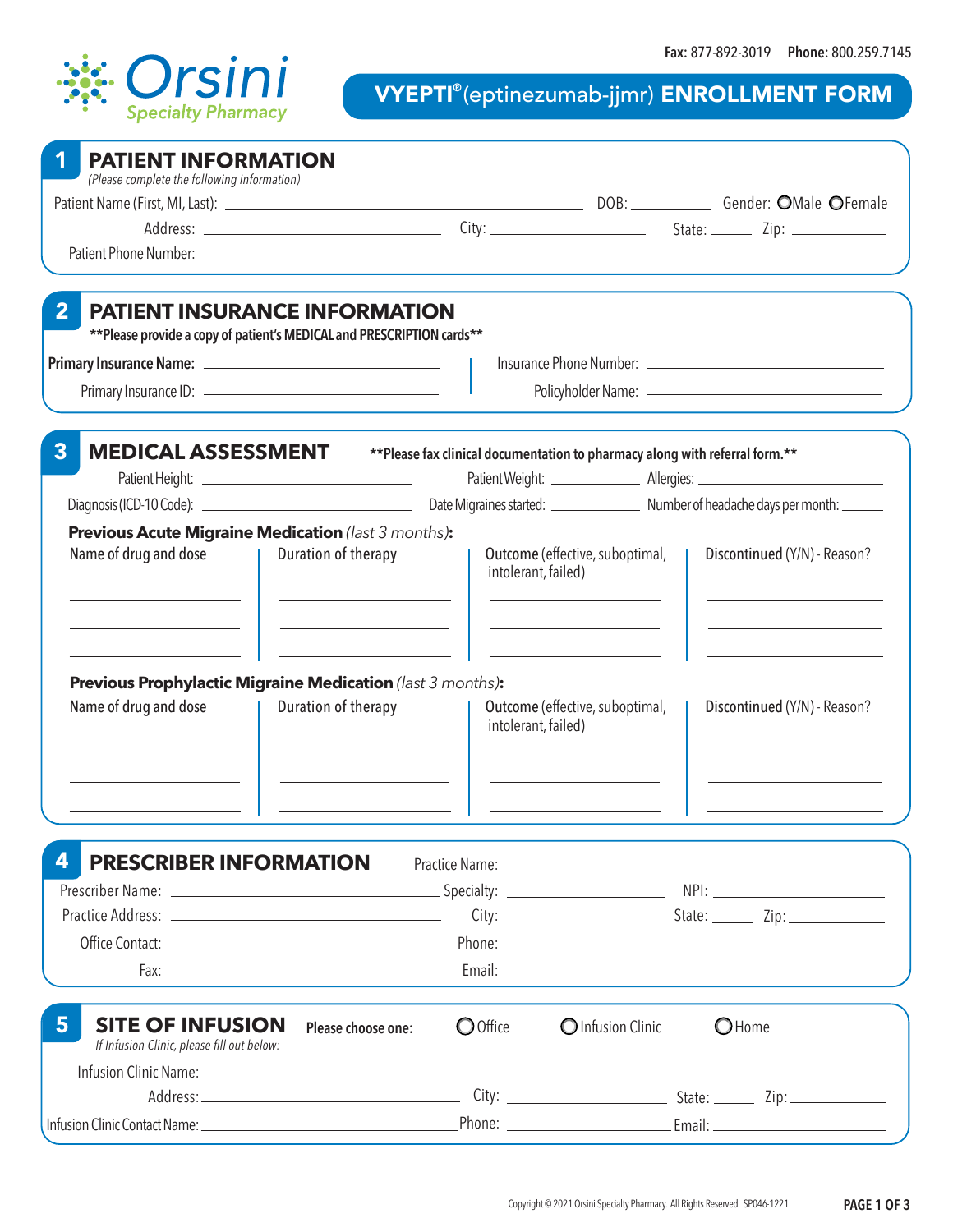Fax: 877-892-3019 Phone: 800.259.7145

Orsini Specialty Pharmacy

# VYEPTI®(eptinezumab-jjmr) ENROLLMENT FORM

## 1 PATIENT INFORMATION

*(Please complete the following information)*

Patient Name (First, MI, Last): ____________________ DOB: __________ Gender: ○Male ○Female

Address: ____________________ City: __________ State: _____ Zip: __________

Patient Phone Number: ____________________

## 2 PATIENT INSURANCE INFORMATION

**Please provide a copy of patient's MEDICAL and PRESCRIPTION cards**

**Primary Insurance Name:** ____________________ Insurance Phone Number: ____________________

Primary Insurance ID: ____________________ Policyholder Name: ____________________

## 3 MEDICAL ASSESSMENT

**Please fax clinical documentation to pharmacy along with referral form.**

Patient Height: __________ Patient Weight: __________ Allergies: __________

Diagnosis (ICD-10 Code): __________ Date Migraines started: __________ Number of headache days per month: _____

**Previous Acute Migraine Medication** *(last 3 months)*:

| Name of drug and dose | Duration of therapy | Outcome (effective, suboptimal, intolerant, failed) | Discontinued (Y/N) - Reason? |
|---|---|---|---|
| | | | |
| | | | |
| | | | |

**Previous Prophylactic Migraine Medication** *(last 3 months)*:

| Name of drug and dose | Duration of therapy | Outcome (effective, suboptimal, intolerant, failed) | Discontinued (Y/N) - Reason? |
|---|---|---|---|
| | | | |
| | | | |
| | | | |

## 4 PRESCRIBER INFORMATION

Practice Name: ____________________

Prescriber Name: ____________________ Specialty: __________ NPI: __________

Practice Address: ____________________ City: __________ State: _____ Zip: __________

Office Contact: ____________________ Phone: ____________________

Fax: ____________________ Email: ____________________

## 5 SITE OF INFUSION

**Please choose one:** ○Office ○Infusion Clinic ○Home

*If Infusion Clinic, please fill out below:*

Infusion Clinic Name: ____________________

Address: ____________________ City: __________ State: _____ Zip: __________

Infusion Clinic Contact Name: ____________________ Phone: __________ Email: __________

Copyright © 2021 Orsini Specialty Pharmacy. All Rights Reserved. SP046-1221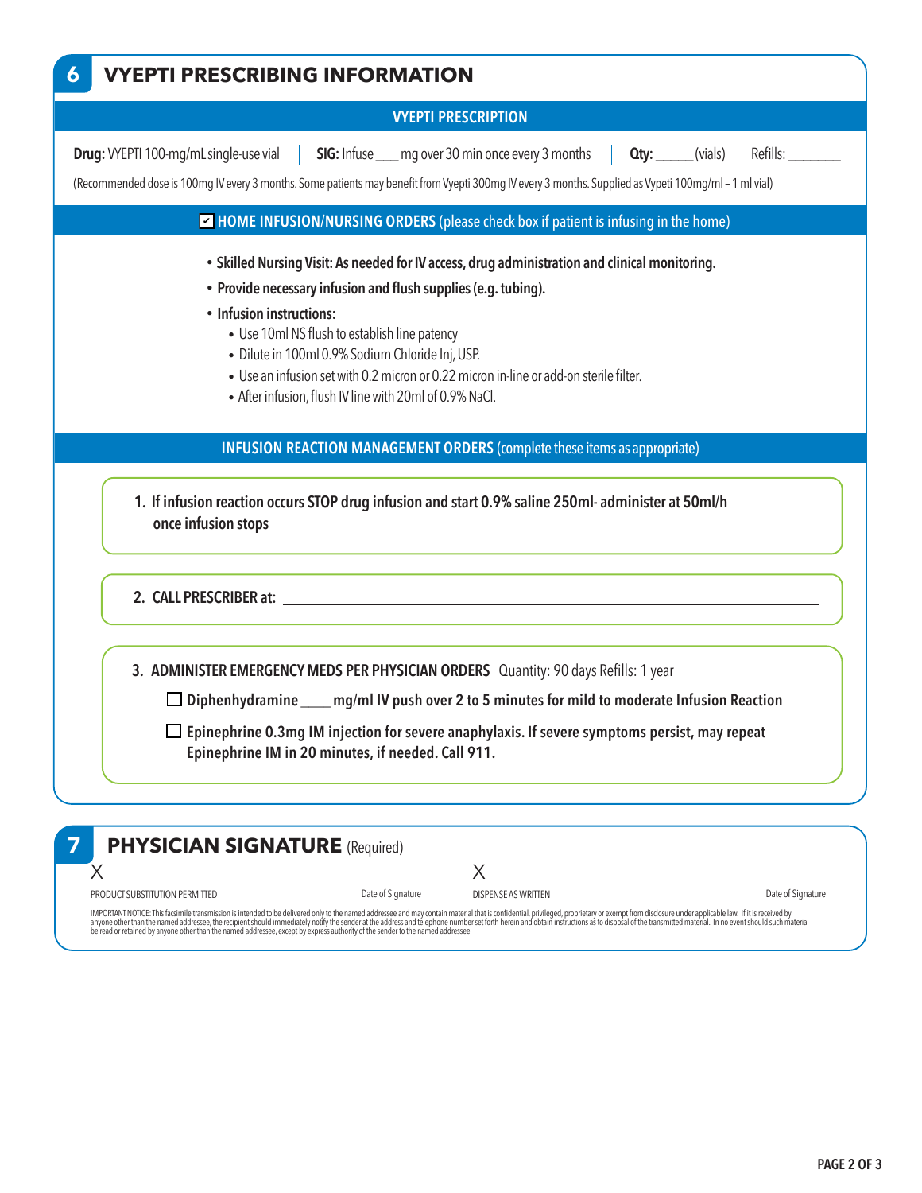## 6 VYEPTI PRESCRIBING INFORMATION

### VYEPTI PRESCRIPTION

**Drug:** VYEPTI 100-mg/mL single-use vial | **SIG:** Infuse ___ mg over 30 min once every 3 months | **Qty:** _____ (vials) Refills: _______

(Recommended dose is 100mg IV every 3 months. Some patients may benefit from Vyepti 300mg IV every 3 months. Supplied as Vypeti 100mg/ml – 1 ml vial)

### ☑ HOME INFUSION/NURSING ORDERS (please check box if patient is infusing in the home)

- **Skilled Nursing Visit: As needed for IV access, drug administration and clinical monitoring.**
- **Provide necessary infusion and flush supplies (e.g. tubing).**
- **Infusion instructions:**
  - Use 10ml NS flush to establish line patency
  - Dilute in 100ml 0.9% Sodium Chloride Inj, USP.
  - Use an infusion set with 0.2 micron or 0.22 micron in-line or add-on sterile filter.
  - After infusion, flush IV line with 20ml of 0.9% NaCl.

### INFUSION REACTION MANAGEMENT ORDERS (complete these items as appropriate)

1. **If infusion reaction occurs STOP drug infusion and start 0.9% saline 250ml- administer at 50ml/h once infusion stops**

2. **CALL PRESCRIBER at:** ____________________________________________

3. **ADMINISTER EMERGENCY MEDS PER PHYSICIAN ORDERS** Quantity: 90 days Refills: 1 year

   ☐ **Diphenhydramine ____ mg/ml IV push over 2 to 5 minutes for mild to moderate Infusion Reaction**

   ☐ **Epinephrine 0.3mg IM injection for severe anaphylaxis. If severe symptoms persist, may repeat Epinephrine IM in 20 minutes, if needed. Call 911.**

## 7 PHYSICIAN SIGNATURE (Required)

X ______________________________ ____________
PRODUCT SUBSTITUTION PERMITTED Date of Signature

X ______________________________ ____________
DISPENSE AS WRITTEN Date of Signature

IMPORTANT NOTICE: This facsimile transmission is intended to be delivered only to the named addressee and may contain material that is confidential, privileged, proprietary or exempt from disclosure under applicable law. If it is received by anyone other than the named addressee, the recipient should immediately notify the sender at the address and telephone number set forth herein and obtain instructions as to disposal of the transmitted material. In no event should such material be read or retained by anyone other than the named addressee, except by express authority of the sender to the named addressee.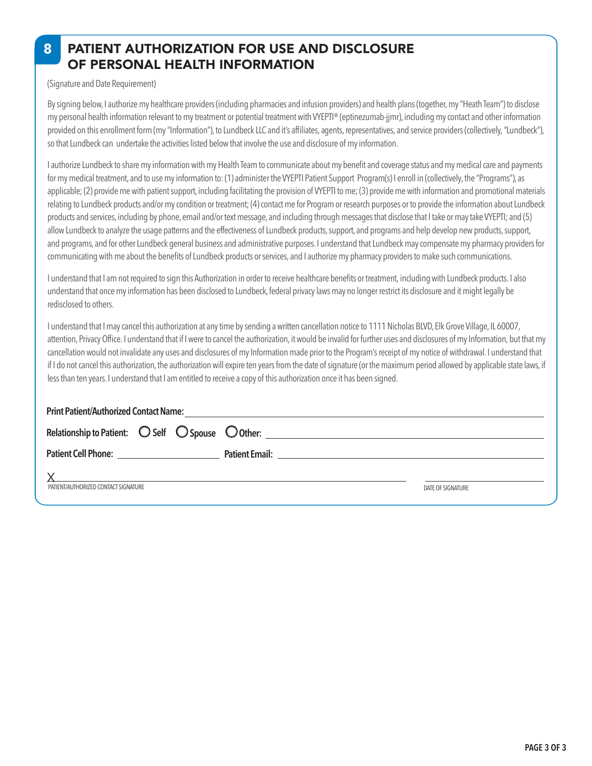## 8 PATIENT AUTHORIZATION FOR USE AND DISCLOSURE OF PERSONAL HEALTH INFORMATION

(Signature and Date Requirement)

By signing below, I authorize my healthcare providers (including pharmacies and infusion providers) and health plans (together, my "Heath Team") to disclose my personal health information relevant to my treatment or potential treatment with VYEPTI® (eptinezumab-jjmr), including my contact and other information provided on this enrollment form (my "Information"), to Lundbeck LLC and it's affiliates, agents, representatives, and service providers (collectively, "Lundbeck"), so that Lundbeck can undertake the activities listed below that involve the use and disclosure of my information.

I authorize Lundbeck to share my information with my Health Team to communicate about my benefit and coverage status and my medical care and payments for my medical treatment, and to use my information to: (1) administer the VYEPTI Patient Support Program(s) I enroll in (collectively, the "Programs"), as applicable; (2) provide me with patient support, including facilitating the provision of VYEPTI to me; (3) provide me with information and promotional materials relating to Lundbeck products and/or my condition or treatment; (4) contact me for Program or research purposes or to provide the information about Lundbeck products and services, including by phone, email and/or text message, and including through messages that disclose that I take or may take VYEPTI; and (5) allow Lundbeck to analyze the usage patterns and the effectiveness of Lundbeck products, support, and programs and help develop new products, support, and programs, and for other Lundbeck general business and administrative purposes. I understand that Lundbeck may compensate my pharmacy providers for communicating with me about the benefits of Lundbeck products or services, and I authorize my pharmacy providers to make such communications.

I understand that I am not required to sign this Authorization in order to receive healthcare benefits or treatment, including with Lundbeck products. I also understand that once my information has been disclosed to Lundbeck, federal privacy laws may no longer restrict its disclosure and it might legally be redisclosed to others.

I understand that I may cancel this authorization at any time by sending a written cancellation notice to 1111 Nicholas BLVD, Elk Grove Village, IL 60007, attention, Privacy Office. I understand that if I were to cancel the authorization, it would be invalid for further uses and disclosures of my Information, but that my cancellation would not invalidate any uses and disclosures of my Information made prior to the Program's receipt of my notice of withdrawal. I understand that if I do not cancel this authorization, the authorization will expire ten years from the date of signature (or the maximum period allowed by applicable state laws, if less than ten years. I understand that I am entitled to receive a copy of this authorization once it has been signed.

**Print Patient/Authorized Contact Name:** ____________________

**Relationship to Patient:** ○ **Self** ○ **Spouse** ○ **Other:** ____________________

**Patient Cell Phone:** ____________________ **Patient Email:** ____________________

X ____________________ ____________________

PATIENT/AUTHORIZED CONTACT SIGNATURE — DATE OF SIGNATURE